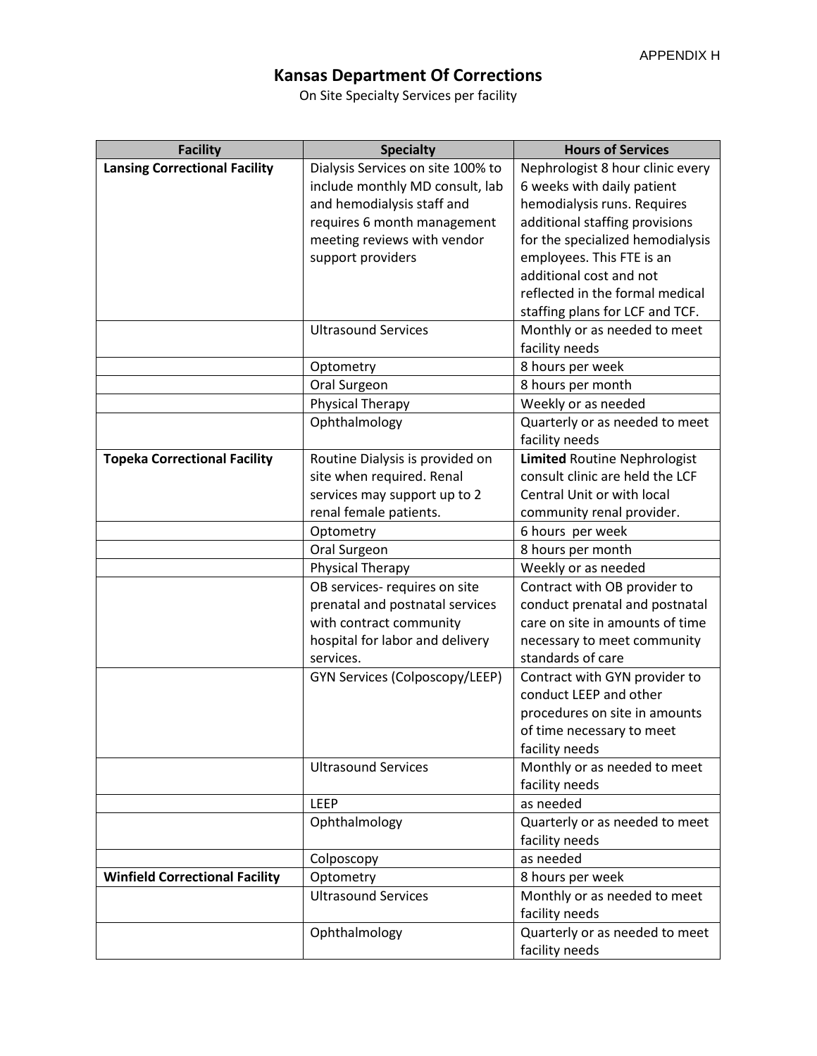APPENDIX H

# Kansas Department Of Corrections

On Site Specialty Services per facility

| Facility | Specialty | Hours of Services |
|---|---|---|
| **Lansing Correctional Facility** | Dialysis Services on site 100% to include monthly MD consult, lab and hemodialysis staff and requires 6 month management meeting reviews with vendor support providers | Nephrologist 8 hour clinic every 6 weeks with daily patient hemodialysis runs. Requires additional staffing provisions for the specialized hemodialysis employees. This FTE is an additional cost and not reflected in the formal medical staffing plans for LCF and TCF. |
| | Ultrasound Services | Monthly or as needed to meet facility needs |
| | Optometry | 8 hours per week |
| | Oral Surgeon | 8 hours per month |
| | Physical Therapy | Weekly or as needed |
| | Ophthalmology | Quarterly or as needed to meet facility needs |
| **Topeka Correctional Facility** | Routine Dialysis is provided on site when required. Renal services may support up to 2 renal female patients. | **Limited** Routine Nephrologist consult clinic are held the LCF Central Unit or with local community renal provider. |
| | Optometry | 6 hours per week |
| | Oral Surgeon | 8 hours per month |
| | Physical Therapy | Weekly or as needed |
| | OB services- requires on site prenatal and postnatal services with contract community hospital for labor and delivery services. | Contract with OB provider to conduct prenatal and postnatal care on site in amounts of time necessary to meet community standards of care |
| | GYN Services (Colposcopy/LEEP) | Contract with GYN provider to conduct LEEP and other procedures on site in amounts of time necessary to meet facility needs |
| | Ultrasound Services | Monthly or as needed to meet facility needs |
| | LEEP | as needed |
| | Ophthalmology | Quarterly or as needed to meet facility needs |
| | Colposcopy | as needed |
| **Winfield Correctional Facility** | Optometry | 8 hours per week |
| | Ultrasound Services | Monthly or as needed to meet facility needs |
| | Ophthalmology | Quarterly or as needed to meet facility needs |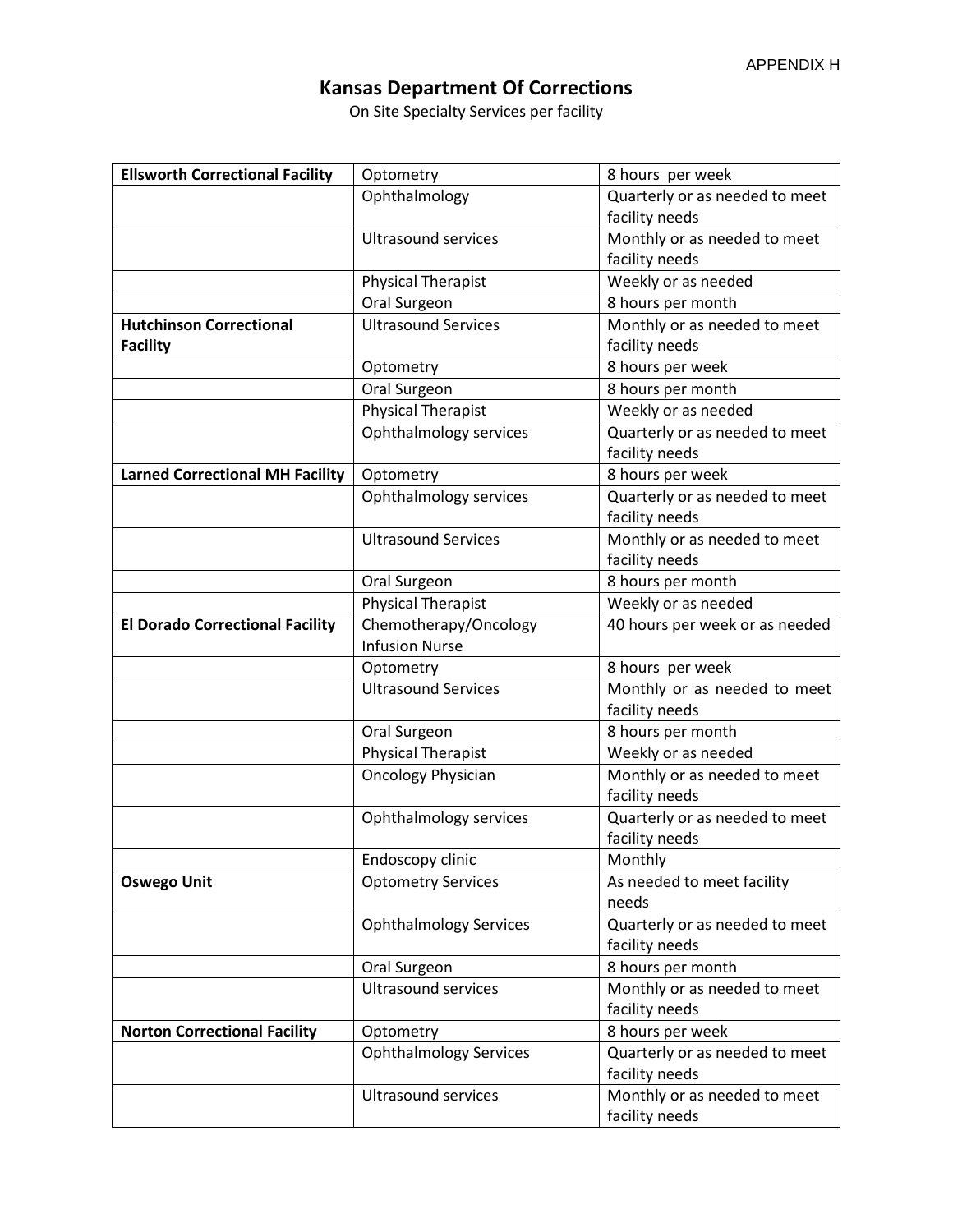APPENDIX H

# Kansas Department Of Corrections

On Site Specialty Services per facility

| Facility | Service | Frequency |
|---|---|---|
| **Ellsworth Correctional Facility** | Optometry | 8 hours per week |
| | Ophthalmology | Quarterly or as needed to meet facility needs |
| | Ultrasound services | Monthly or as needed to meet facility needs |
| | Physical Therapist | Weekly or as needed |
| | Oral Surgeon | 8 hours per month |
| **Hutchinson Correctional Facility** | Ultrasound Services | Monthly or as needed to meet facility needs |
| | Optometry | 8 hours per week |
| | Oral Surgeon | 8 hours per month |
| | Physical Therapist | Weekly or as needed |
| | Ophthalmology services | Quarterly or as needed to meet facility needs |
| **Larned Correctional MH Facility** | Optometry | 8 hours per week |
| | Ophthalmology services | Quarterly or as needed to meet facility needs |
| | Ultrasound Services | Monthly or as needed to meet facility needs |
| | Oral Surgeon | 8 hours per month |
| | Physical Therapist | Weekly or as needed |
| **El Dorado Correctional Facility** | Chemotherapy/Oncology Infusion Nurse | 40 hours per week or as needed |
| | Optometry | 8 hours per week |
| | Ultrasound Services | Monthly or as needed to meet facility needs |
| | Oral Surgeon | 8 hours per month |
| | Physical Therapist | Weekly or as needed |
| | Oncology Physician | Monthly or as needed to meet facility needs |
| | Ophthalmology services | Quarterly or as needed to meet facility needs |
| | Endoscopy clinic | Monthly |
| **Oswego Unit** | Optometry Services | As needed to meet facility needs |
| | Ophthalmology Services | Quarterly or as needed to meet facility needs |
| | Oral Surgeon | 8 hours per month |
| | Ultrasound services | Monthly or as needed to meet facility needs |
| **Norton Correctional Facility** | Optometry | 8 hours per week |
| | Ophthalmology Services | Quarterly or as needed to meet facility needs |
| | Ultrasound services | Monthly or as needed to meet facility needs |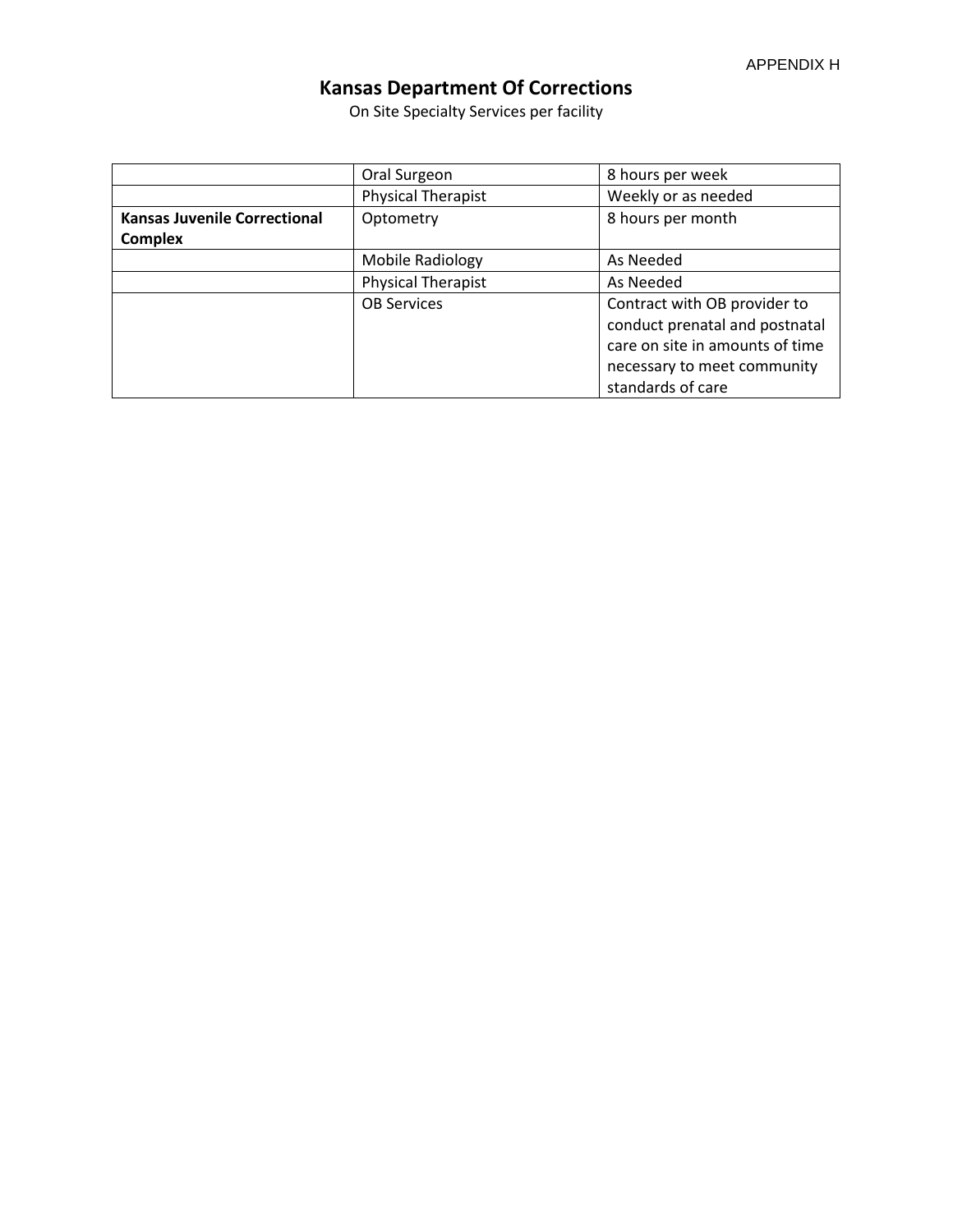APPENDIX H

# Kansas Department Of Corrections

On Site Specialty Services per facility

| | | |
|---|---|---|
| | Oral Surgeon | 8 hours per week |
| | Physical Therapist | Weekly or as needed |
| **Kansas Juvenile Correctional Complex** | Optometry | 8 hours per month |
| | Mobile Radiology | As Needed |
| | Physical Therapist | As Needed |
| | OB Services | Contract with OB provider to conduct prenatal and postnatal care on site in amounts of time necessary to meet community standards of care |